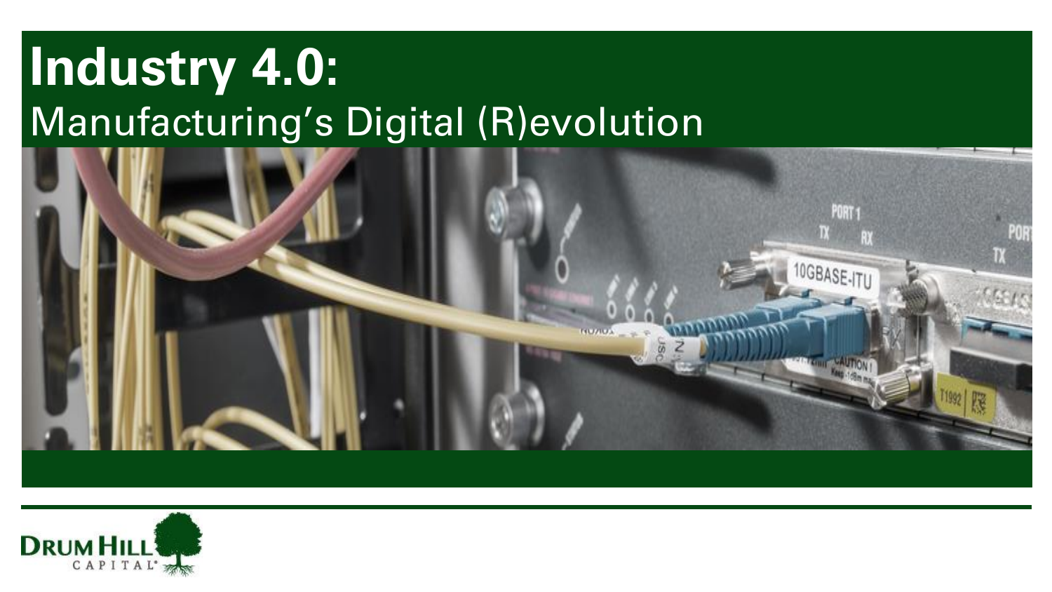# Industry 4.0:

## Manufacturing's Digital (R)evolution

DRUM HILL CAPITAL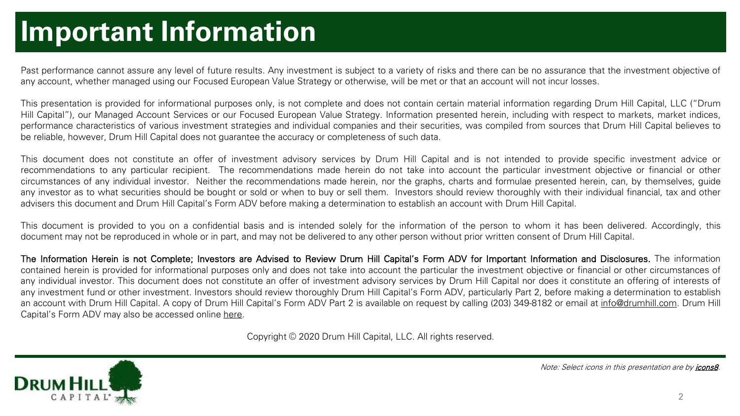# Important Information

Past performance cannot assure any level of future results. Any investment is subject to a variety of risks and there can be no assurance that the investment objective of any account, whether managed using our Focused European Value Strategy or otherwise, will be met or that an account will not incur losses.

This presentation is provided for informational purposes only, is not complete and does not contain certain material information regarding Drum Hill Capital, LLC ("Drum Hill Capital"), our Managed Account Services or our Focused European Value Strategy. Information presented herein, including with respect to markets, market indices, performance characteristics of various investment strategies and individual companies and their securities, was compiled from sources that Drum Hill Capital believes to be reliable, however, Drum Hill Capital does not guarantee the accuracy or completeness of such data.

This document does not constitute an offer of investment advisory services by Drum Hill Capital and is not intended to provide specific investment advice or recommendations to any particular recipient. The recommendations made herein do not take into account the particular investment objective or financial or other circumstances of any individual investor. Neither the recommendations made herein, nor the graphs, charts and formulae presented herein, can, by themselves, guide any investor as to what securities should be bought or sold or when to buy or sell them. Investors should review thoroughly with their individual financial, tax and other advisers this document and Drum Hill Capital's Form ADV before making a determination to establish an account with Drum Hill Capital.

This document is provided to you on a confidential basis and is intended solely for the information of the person to whom it has been delivered. Accordingly, this document may not be reproduced in whole or in part, and may not be delivered to any other person without prior written consent of Drum Hill Capital.

**The Information Herein is not Complete; Investors are Advised to Review Drum Hill Capital's Form ADV for Important Information and Disclosures.** The information contained herein is provided for informational purposes only and does not take into account the particular the investment objective or financial or other circumstances of any individual investor. This document does not constitute an offer of investment advisory services by Drum Hill Capital nor does it constitute an offering of interests of any investment fund or other investment. Investors should review thoroughly Drum Hill Capital's Form ADV, particularly Part 2, before making a determination to establish an account with Drum Hill Capital. A copy of Drum Hill Capital's Form ADV Part 2 is available on request by calling (203) 349-8182 or email at info@drumhill.com. Drum Hill Capital's Form ADV may also be accessed online here.

Copyright © 2020 Drum Hill Capital, LLC. All rights reserved.

*Note: Select icons in this presentation are by **icons8**.*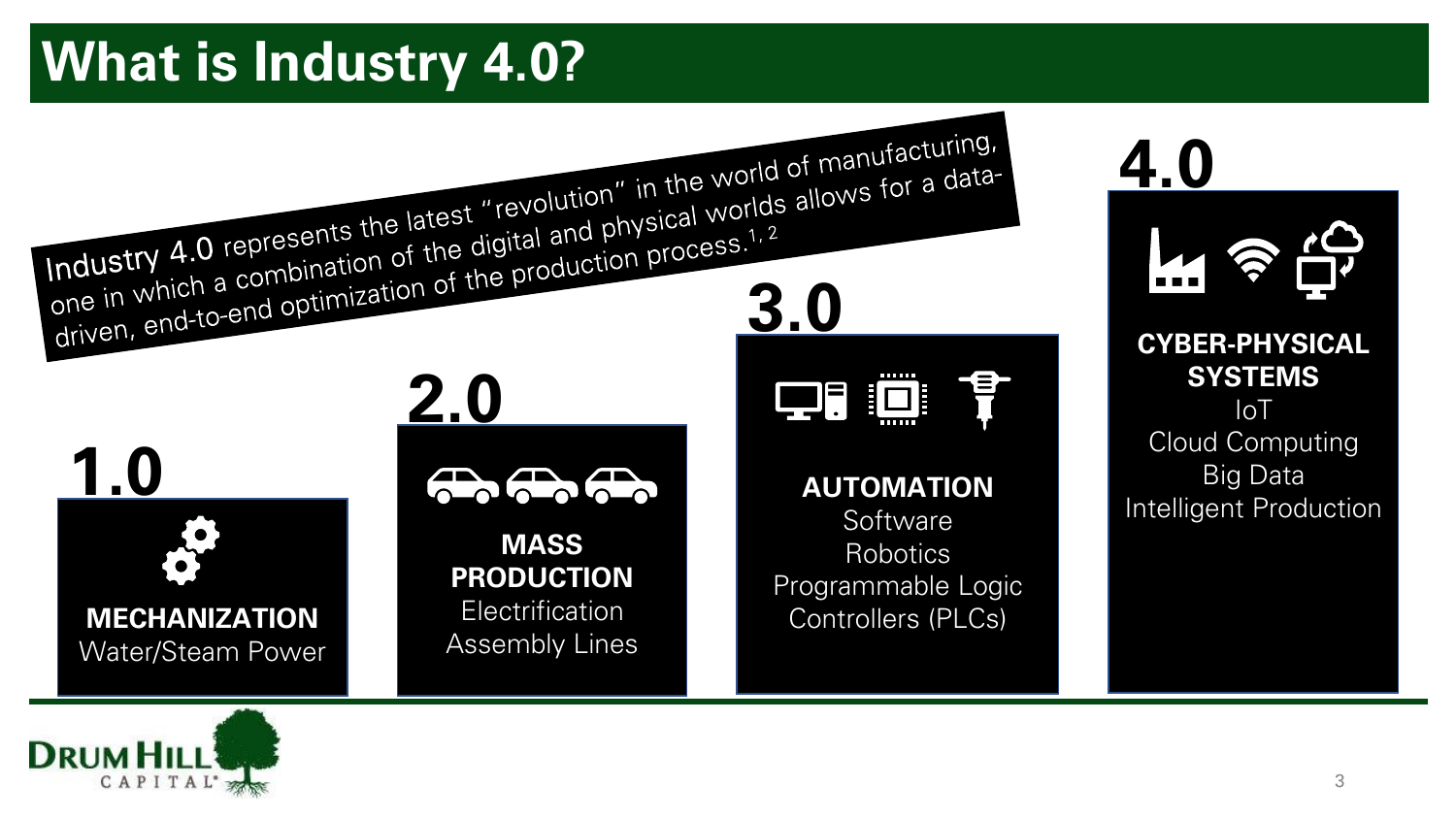# What is Industry 4.0?

**Industry 4.0** represents the latest "revolution" in the world of manufacturing, one in which a combination of the digital and physical worlds allows for a data-driven, end-to-end optimization of the production process.[1, 2]

## 1.0

**MECHANIZATION**
Water/Steam Power

## 2.0

**MASS PRODUCTION**
Electrification
Assembly Lines

## 3.0

**AUTOMATION**
Software
Robotics
Programmable Logic Controllers (PLCs)

## 4.0

**CYBER-PHYSICAL SYSTEMS**
IoT
Cloud Computing
Big Data
Intelligent Production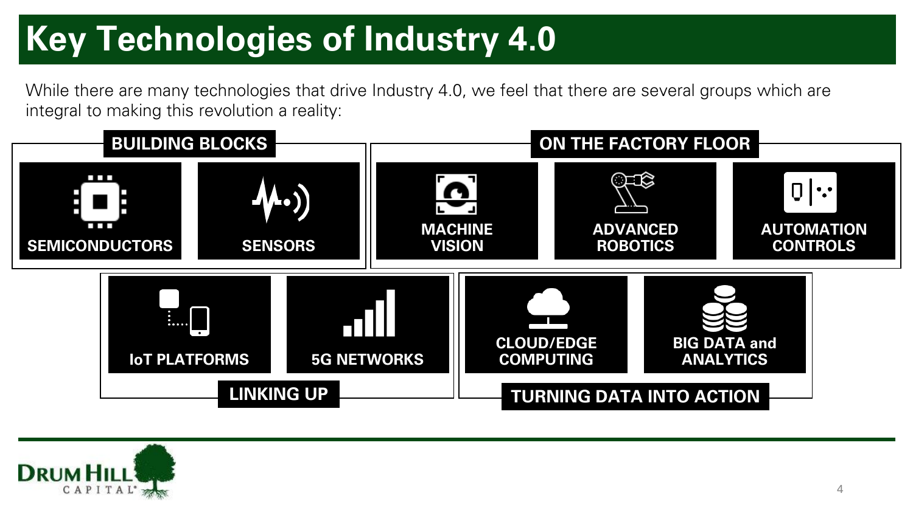# Key Technologies of Industry 4.0

While there are many technologies that drive Industry 4.0, we feel that there are several groups which are integral to making this revolution a reality:

## BUILDING BLOCKS

- SEMICONDUCTORS
- SENSORS

## ON THE FACTORY FLOOR

- MACHINE VISION
- ADVANCED ROBOTICS
- AUTOMATION CONTROLS

## LINKING UP

- IoT PLATFORMS
- 5G NETWORKS

## TURNING DATA INTO ACTION

- CLOUD/EDGE COMPUTING
- BIG DATA and ANALYTICS

DRUM HILL CAPITAL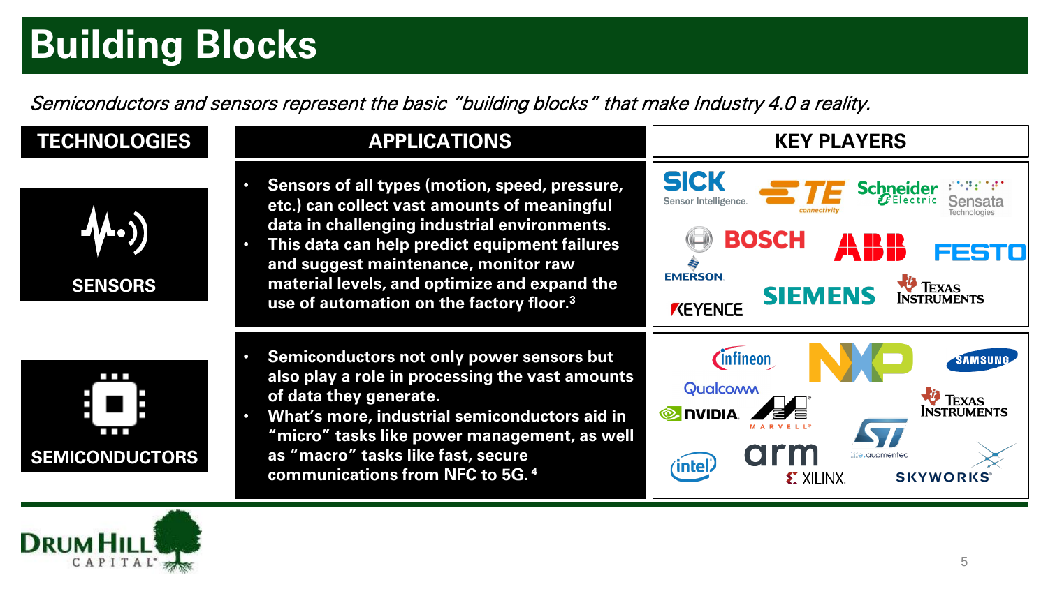# Building Blocks

*Semiconductors and sensors represent the basic "building blocks" that make Industry 4.0 a reality.*

| TECHNOLOGIES | APPLICATIONS | KEY PLAYERS |
|---|---|---|
| SENSORS | • Sensors of all types (motion, speed, pressure, etc.) can collect vast amounts of meaningful data in challenging industrial environments.<br>• This data can help predict equipment failures and suggest maintenance, monitor raw material levels, and optimize and expand the use of automation on the factory floor.[3] | SICK Sensor Intelligence, TE connectivity, Schneider Electric, Sensata Technologies, BOSCH, ABB, FESTO, EMERSON, SIEMENS, Texas Instruments, KEYENCE |
| SEMICONDUCTORS | • Semiconductors not only power sensors but also play a role in processing the vast amounts of data they generate.<br>• What's more, industrial semiconductors aid in "micro" tasks like power management, as well as "macro" tasks like fast, secure communications from NFC to 5G.[4] | Infineon, NXP, Samsung, Qualcomm, NVIDIA, Marvell, Texas Instruments, ST life.augmented, intel, arm, Xilinx, Skyworks |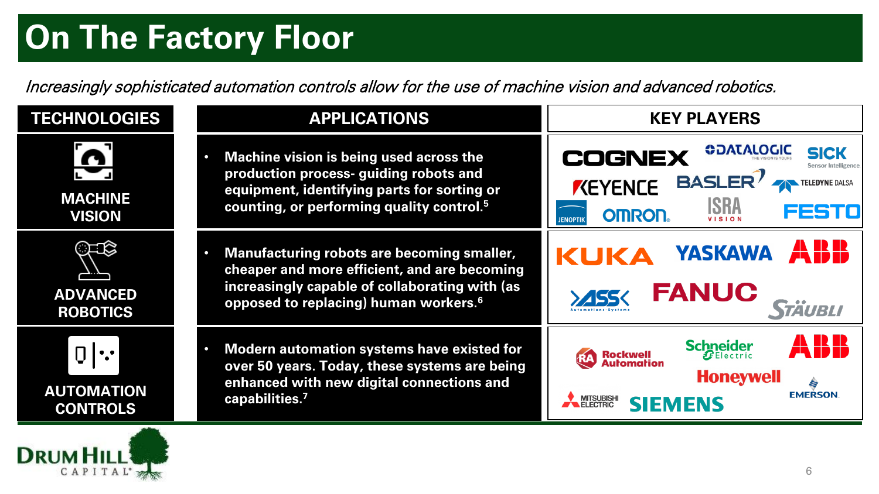# On The Factory Floor

*Increasingly sophisticated automation controls allow for the use of machine vision and advanced robotics.*

| TECHNOLOGIES | APPLICATIONS | KEY PLAYERS |
|---|---|---|
| MACHINE VISION | Machine vision is being used across the production process- guiding robots and equipment, identifying parts for sorting or counting, or performing quality control.[5] | COGNEX, DATALOGIC, SICK Sensor Intelligence, KEYENCE, BASLER, TELEDYNE DALSA, JENOPTIK, OMRON, ISRA VISION, FESTO |
| ADVANCED ROBOTICS | Manufacturing robots are becoming smaller, cheaper and more efficient, and are becoming increasingly capable of collaborating with (as opposed to replacing) human workers.[6] | KUKA, YASKAWA, ABB, ASS Automations-Systeme, FANUC, STÄUBLI |
| AUTOMATION CONTROLS | Modern automation systems have existed for over 50 years. Today, these systems are being enhanced with new digital connections and capabilities.[7] | Rockwell Automation, Schneider Electric, ABB, Honeywell, MITSUBISHI ELECTRIC, SIEMENS, EMERSON |

DRUM HILL CAPITAL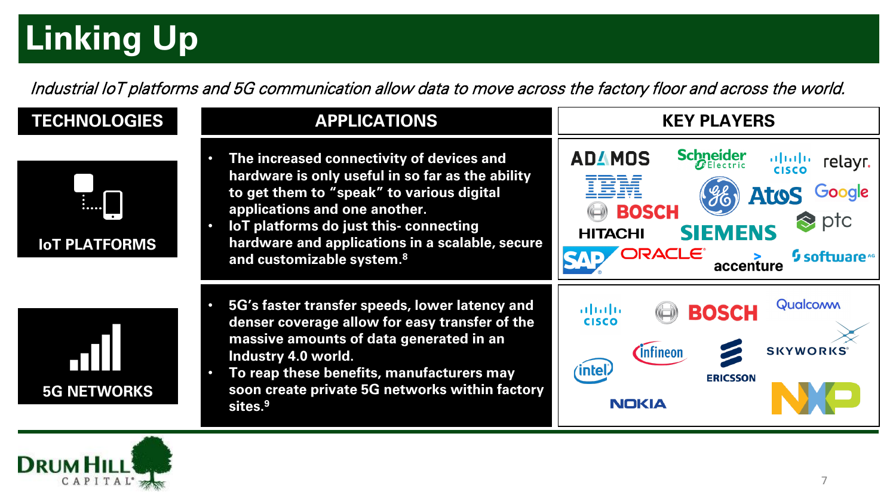# Linking Up

*Industrial IoT platforms and 5G communication allow data to move across the factory floor and across the world.*

| TECHNOLOGIES | APPLICATIONS | KEY PLAYERS |
|---|---|---|
| IoT PLATFORMS | • The increased connectivity of devices and hardware is only useful in so far as the ability to get them to "speak" to various digital applications and one another.<br>• IoT platforms do just this- connecting hardware and applications in a scalable, secure and customizable system.[8] | ADAMOS, Schneider Electric, Cisco, relayr, IBM, GE, Atos, Google, Bosch, ptc, Hitachi, Siemens, SAP, Oracle, accenture, software AG |
| 5G NETWORKS | • 5G's faster transfer speeds, lower latency and denser coverage allow for easy transfer of the massive amounts of data generated in an Industry 4.0 world.<br>• To reap these benefits, manufacturers may soon create private 5G networks within factory sites.[9] | Cisco, Bosch, Qualcomm, Skyworks, Infineon, Ericsson, intel, Nokia, NXP |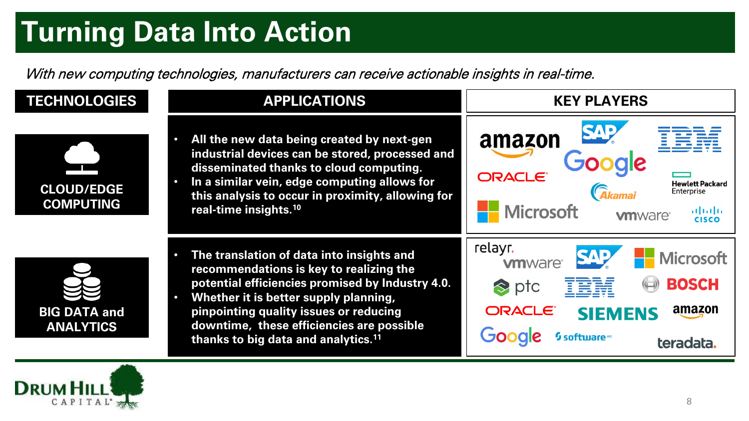# Turning Data Into Action

*With new computing technologies, manufacturers can receive actionable insights in real-time.*

| TECHNOLOGIES | APPLICATIONS | KEY PLAYERS |
| --- | --- | --- |
| CLOUD/EDGE COMPUTING | • All the new data being created by next-gen industrial devices can be stored, processed and disseminated thanks to cloud computing.<br>• In a similar vein, edge computing allows for this analysis to occur in proximity, allowing for real-time insights.[10] | amazon, SAP, IBM, ORACLE, Google, Hewlett Packard Enterprise, Akamai, Microsoft, vmware, cisco |
| BIG DATA and ANALYTICS | • The translation of data into insights and recommendations is key to realizing the potential efficiencies promised by Industry 4.0.<br>• Whether it is better supply planning, pinpointing quality issues or reducing downtime, these efficiencies are possible thanks to big data and analytics.[11] | relayr, vmware, SAP, Microsoft, ptc, IBM, BOSCH, ORACLE, SIEMENS, amazon, Google, software AG, teradata |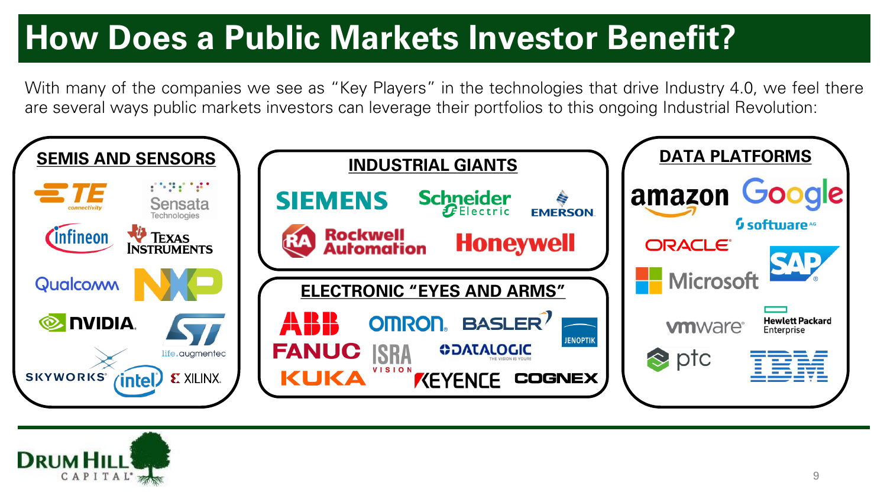# How Does a Public Markets Investor Benefit?

With many of the companies we see as "Key Players" in the technologies that drive Industry 4.0, we feel there are several ways public markets investors can leverage their portfolios to this ongoing Industrial Revolution:

## SEMIS AND SENSORS

- TE connectivity
- Sensata Technologies
- Infineon
- Texas Instruments
- Qualcomm
- NXP
- NVIDIA
- ST
- life.augmented
- Skyworks
- intel
- XILINX

## INDUSTRIAL GIANTS

- SIEMENS
- Schneider Electric
- EMERSON
- Rockwell Automation
- Honeywell

## ELECTRONIC "EYES AND ARMS"

- ABB
- OMRON
- BASLER
- JENOPTIK
- FANUC
- ISRA VISION
- DATALOGIC
- KUKA
- KEYENCE
- COGNEX

## DATA PLATFORMS

- amazon
- Google
- software AG
- ORACLE
- SAP
- Microsoft
- vmware
- Hewlett Packard Enterprise
- ptc
- IBM

DRUM HILL CAPITAL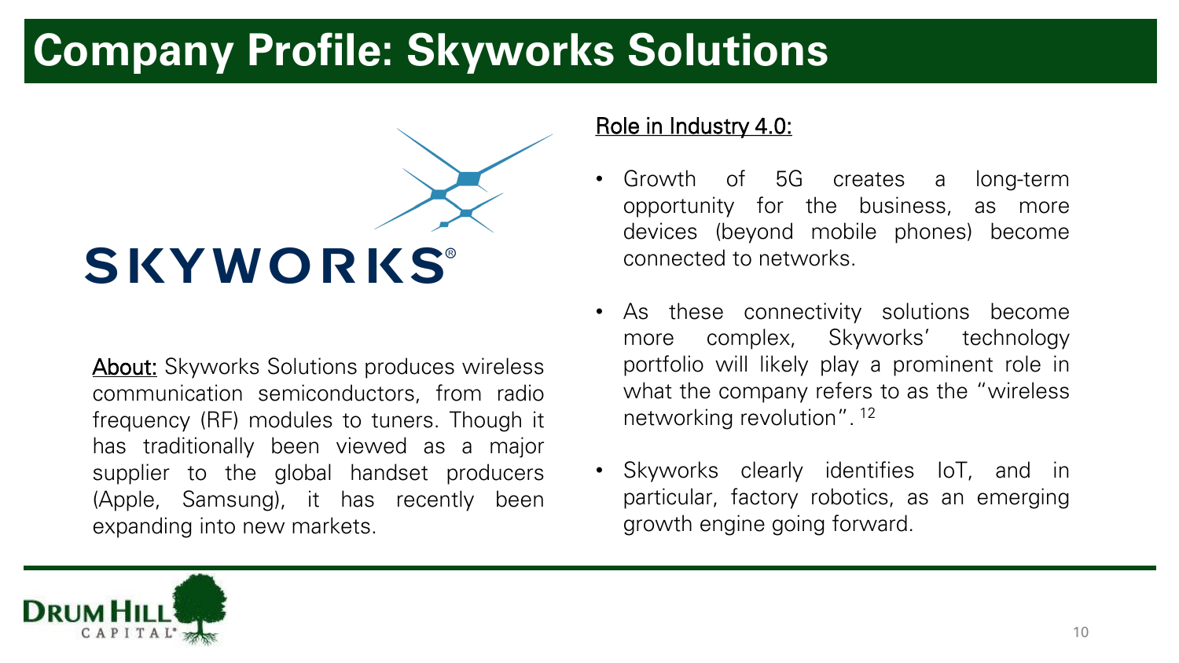# Company Profile: Skyworks Solutions

<u>About:</u> Skyworks Solutions produces wireless communication semiconductors, from radio frequency (RF) modules to tuners. Though it has traditionally been viewed as a major supplier to the global handset producers (Apple, Samsung), it has recently been expanding into new markets.

<u>Role in Industry 4.0:</u>

- Growth of 5G creates a long-term opportunity for the business, as more devices (beyond mobile phones) become connected to networks.
- As these connectivity solutions become more complex, Skyworks' technology portfolio will likely play a prominent role in what the company refers to as the "wireless networking revolution". [12]
- Skyworks clearly identifies IoT, and in particular, factory robotics, as an emerging growth engine going forward.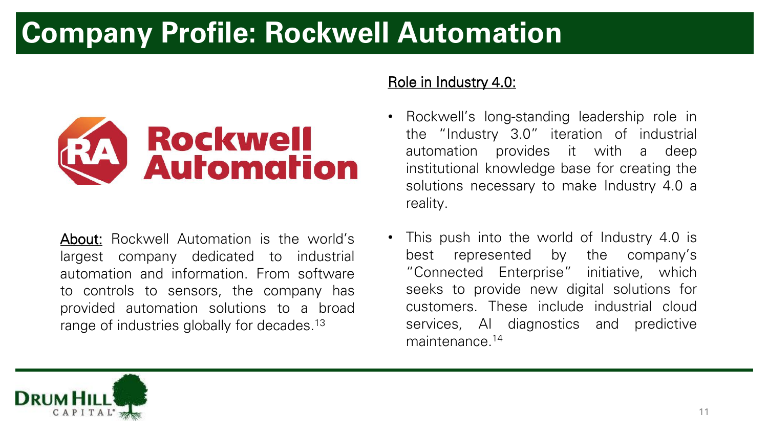# Company Profile: Rockwell Automation

**About:** Rockwell Automation is the world's largest company dedicated to industrial automation and information. From software to controls to sensors, the company has provided automation solutions to a broad range of industries globally for decades.[13]

## Role in Industry 4.0:

- Rockwell's long-standing leadership role in the "Industry 3.0" iteration of industrial automation provides it with a deep institutional knowledge base for creating the solutions necessary to make Industry 4.0 a reality.
- This push into the world of Industry 4.0 is best represented by the company's "Connected Enterprise" initiative, which seeks to provide new digital solutions for customers. These include industrial cloud services, AI diagnostics and predictive maintenance.[14]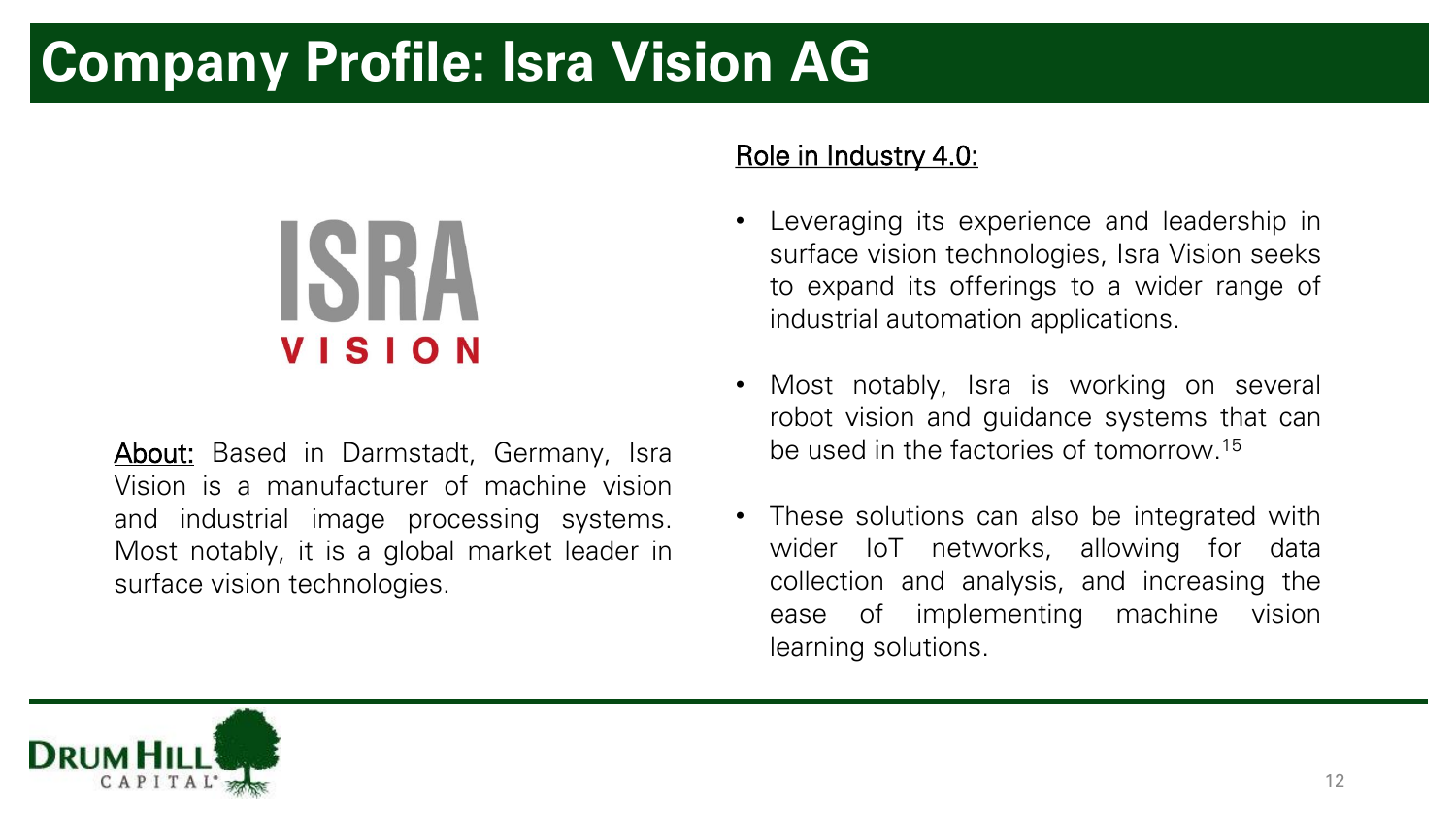# Company Profile: Isra Vision AG

**About:** Based in Darmstadt, Germany, Isra Vision is a manufacturer of machine vision and industrial image processing systems. Most notably, it is a global market leader in surface vision technologies.

**Role in Industry 4.0:**

- Leveraging its experience and leadership in surface vision technologies, Isra Vision seeks to expand its offerings to a wider range of industrial automation applications.
- Most notably, Isra is working on several robot vision and guidance systems that can be used in the factories of tomorrow.[15]
- These solutions can also be integrated with wider IoT networks, allowing for data collection and analysis, and increasing the ease of implementing machine vision learning solutions.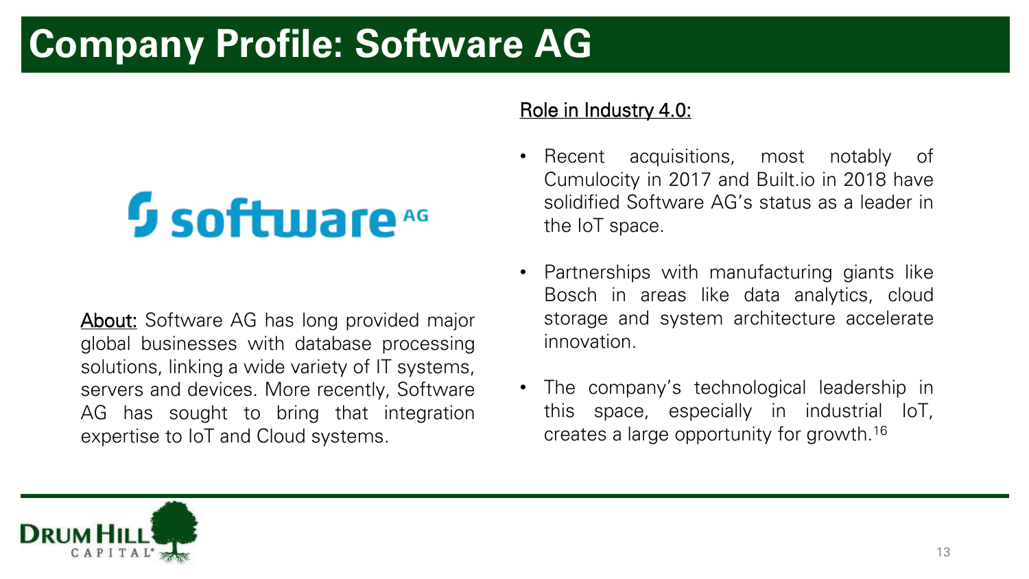# Company Profile: Software AG

**About:** Software AG has long provided major global businesses with database processing solutions, linking a wide variety of IT systems, servers and devices. More recently, Software AG has sought to bring that integration expertise to IoT and Cloud systems.

## Role in Industry 4.0:

- Recent acquisitions, most notably of Cumulocity in 2017 and Built.io in 2018 have solidified Software AG's status as a leader in the IoT space.
- Partnerships with manufacturing giants like Bosch in areas like data analytics, cloud storage and system architecture accelerate innovation.
- The company's technological leadership in this space, especially in industrial IoT, creates a large opportunity for growth.[16]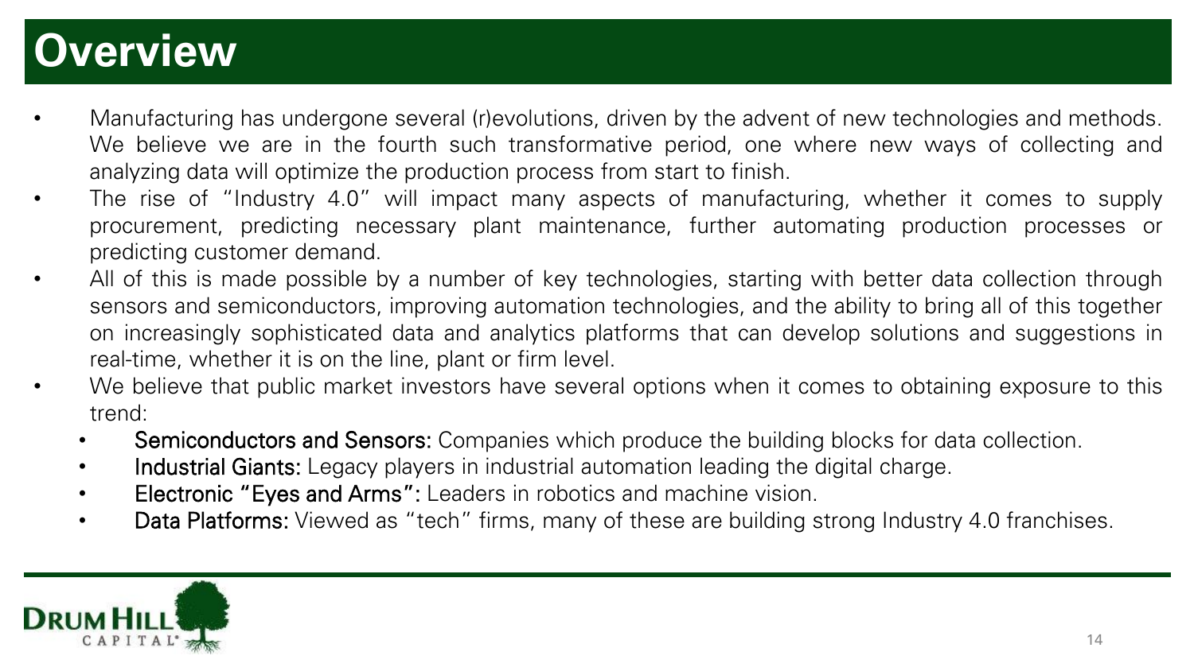# Overview

- Manufacturing has undergone several (r)evolutions, driven by the advent of new technologies and methods. We believe we are in the fourth such transformative period, one where new ways of collecting and analyzing data will optimize the production process from start to finish.
- The rise of "Industry 4.0" will impact many aspects of manufacturing, whether it comes to supply procurement, predicting necessary plant maintenance, further automating production processes or predicting customer demand.
- All of this is made possible by a number of key technologies, starting with better data collection through sensors and semiconductors, improving automation technologies, and the ability to bring all of this together on increasingly sophisticated data and analytics platforms that can develop solutions and suggestions in real-time, whether it is on the line, plant or firm level.
- We believe that public market investors have several options when it comes to obtaining exposure to this trend:
  - **Semiconductors and Sensors:** Companies which produce the building blocks for data collection.
  - **Industrial Giants:** Legacy players in industrial automation leading the digital charge.
  - **Electronic "Eyes and Arms":** Leaders in robotics and machine vision.
  - **Data Platforms:** Viewed as "tech" firms, many of these are building strong Industry 4.0 franchises.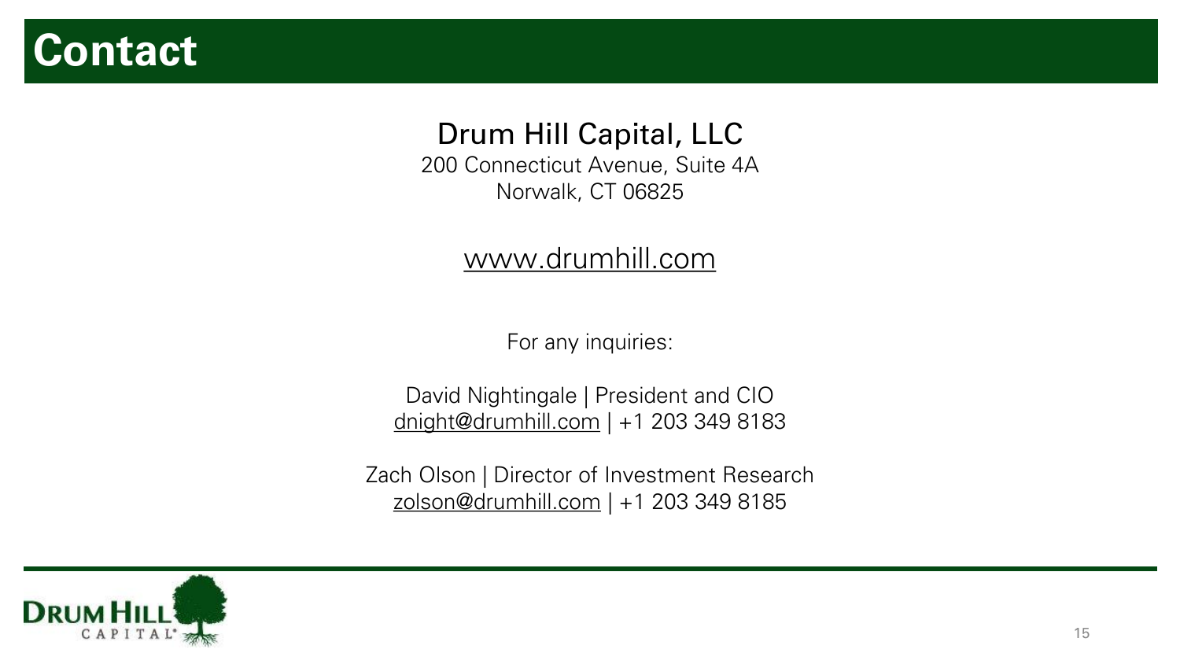# Contact

## Drum Hill Capital, LLC

200 Connecticut Avenue, Suite 4A
Norwalk, CT 06825

www.drumhill.com

For any inquiries:

David Nightingale | President and CIO
dnight@drumhill.com | +1 203 349 8183

Zach Olson | Director of Investment Research
zolson@drumhill.com | +1 203 349 8185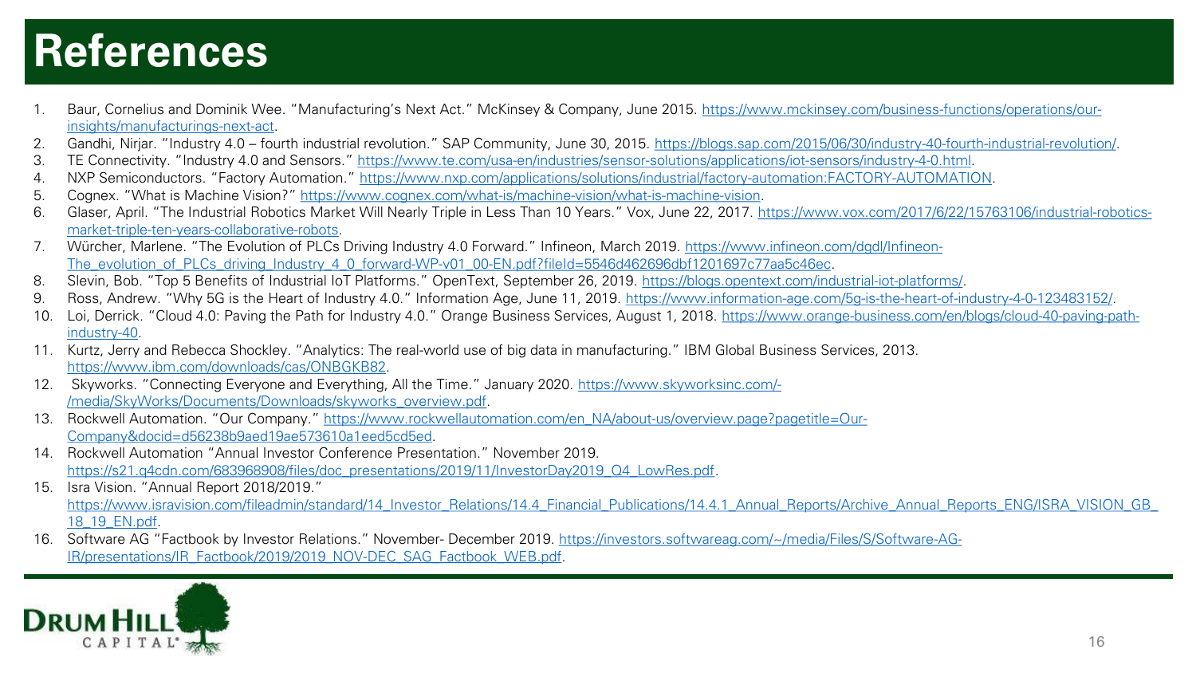# References

1. Baur, Cornelius and Dominik Wee. "Manufacturing's Next Act." McKinsey & Company, June 2015. https://www.mckinsey.com/business-functions/operations/our-insights/manufacturings-next-act.
2. Gandhi, Nirjar. "Industry 4.0 – fourth industrial revolution." SAP Community, June 30, 2015. https://blogs.sap.com/2015/06/30/industry-40-fourth-industrial-revolution/.
3. TE Connectivity. "Industry 4.0 and Sensors." https://www.te.com/usa-en/industries/sensor-solutions/applications/iot-sensors/industry-4-0.html.
4. NXP Semiconductors. "Factory Automation." https://www.nxp.com/applications/solutions/industrial/factory-automation:FACTORY-AUTOMATION.
5. Cognex. "What is Machine Vision?" https://www.cognex.com/what-is/machine-vision/what-is-machine-vision.
6. Glaser, April. "The Industrial Robotics Market Will Nearly Triple in Less Than 10 Years." Vox, June 22, 2017. https://www.vox.com/2017/6/22/15763106/industrial-robotics-market-triple-ten-years-collaborative-robots.
7. Würcher, Marlene. "The Evolution of PLCs Driving Industry 4.0 Forward." Infineon, March 2019. https://www.infineon.com/dgdl/Infineon-The_evolution_of_PLCs_driving_Industry_4_0_forward-WP-v01_00-EN.pdf?fileId=5546d462696dbf1201697c77aa5c46ec.
8. Slevin, Bob. "Top 5 Benefits of Industrial IoT Platforms." OpenText, September 26, 2019. https://blogs.opentext.com/industrial-iot-platforms/.
9. Ross, Andrew. "Why 5G is the Heart of Industry 4.0." Information Age, June 11, 2019. https://www.information-age.com/5g-is-the-heart-of-industry-4-0-123483152/.
10. Loi, Derrick. "Cloud 4.0: Paving the Path for Industry 4.0." Orange Business Services, August 1, 2018. https://www.orange-business.com/en/blogs/cloud-40-paving-path-industry-40.
11. Kurtz, Jerry and Rebecca Shockley. "Analytics: The real-world use of big data in manufacturing." IBM Global Business Services, 2013. https://www.ibm.com/downloads/cas/ONBGKB82.
12. Skyworks. "Connecting Everyone and Everything, All the Time." January 2020. https://www.skyworksinc.com/-/media/SkyWorks/Documents/Downloads/skyworks_overview.pdf.
13. Rockwell Automation. "Our Company." https://www.rockwellautomation.com/en_NA/about-us/overview.page?pagetitle=Our-Company&docid=d56238b9aed19ae573610a1eed5cd5ed.
14. Rockwell Automation "Annual Investor Conference Presentation." November 2019. https://s21.q4cdn.com/683968908/files/doc_presentations/2019/11/InvestorDay2019_Q4_LowRes.pdf.
15. Isra Vision. "Annual Report 2018/2019." https://www.isravision.com/fileadmin/standard/14_Investor_Relations/14.4_Financial_Publications/14.4.1_Annual_Reports/Archive_Annual_Reports_ENG/ISRA_VISION_GB_18_19_EN.pdf.
16. Software AG "Factbook by Investor Relations." November- December 2019. https://investors.softwareag.com/~/media/Files/S/Software-AG-IR/presentations/IR_Factbook/2019/2019_NOV-DEC_SAG_Factbook_WEB.pdf.

DRUM HILL CAPITAL®